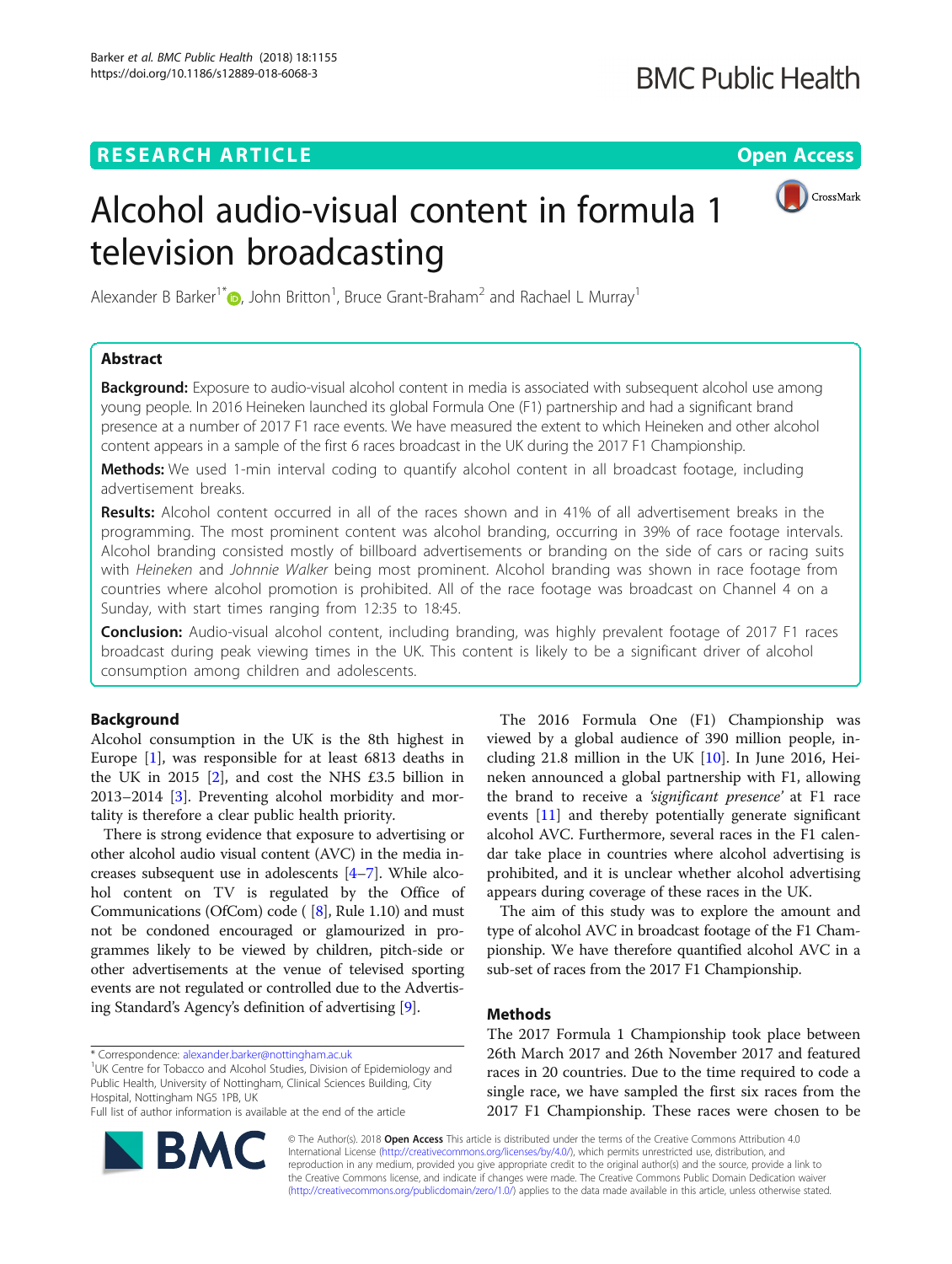# Alcohol audio-visual content in formula 1 television broadcasting

Alexander B Barker[1*], John Britton[1], Bruce Grant-Braham[2] and Rachael L Murray[1]

## Abstract

**Background:** Exposure to audio-visual alcohol content in media is associated with subsequent alcohol use among young people. In 2016 Heineken launched its global Formula One (F1) partnership and had a significant brand presence at a number of 2017 F1 race events. We have measured the extent to which Heineken and other alcohol content appears in a sample of the first 6 races broadcast in the UK during the 2017 F1 Championship.

**Methods:** We used 1-min interval coding to quantify alcohol content in all broadcast footage, including advertisement breaks.

**Results:** Alcohol content occurred in all of the races shown and in 41% of all advertisement breaks in the programming. The most prominent content was alcohol branding, occurring in 39% of race footage intervals. Alcohol branding consisted mostly of billboard advertisements or branding on the side of cars or racing suits with *Heineken* and *Johnnie Walker* being most prominent. Alcohol branding was shown in race footage from countries where alcohol promotion is prohibited. All of the race footage was broadcast on Channel 4 on a Sunday, with start times ranging from 12:35 to 18:45.

**Conclusion:** Audio-visual alcohol content, including branding, was highly prevalent footage of 2017 F1 races broadcast during peak viewing times in the UK. This content is likely to be a significant driver of alcohol consumption among children and adolescents.

## Background

Alcohol consumption in the UK is the 8th highest in Europe [1], was responsible for at least 6813 deaths in the UK in 2015 [2], and cost the NHS £3.5 billion in 2013–2014 [3]. Preventing alcohol morbidity and mortality is therefore a clear public health priority.

There is strong evidence that exposure to advertising or other alcohol audio visual content (AVC) in the media increases subsequent use in adolescents [4–7]. While alcohol content on TV is regulated by the Office of Communications (OfCom) code ( [8], Rule 1.10) and must not be condoned encouraged or glamourized in programmes likely to be viewed by children, pitch-side or other advertisements at the venue of televised sporting events are not regulated or controlled due to the Advertising Standard's Agency's definition of advertising [9].

The 2016 Formula One (F1) Championship was viewed by a global audience of 390 million people, including 21.8 million in the UK [10]. In June 2016, Heineken announced a global partnership with F1, allowing the brand to receive a *'significant presence'* at F1 race events [11] and thereby potentially generate significant alcohol AVC. Furthermore, several races in the F1 calendar take place in countries where alcohol advertising is prohibited, and it is unclear whether alcohol advertising appears during coverage of these races in the UK.

The aim of this study was to explore the amount and type of alcohol AVC in broadcast footage of the F1 Championship. We have therefore quantified alcohol AVC in a sub-set of races from the 2017 F1 Championship.

## Methods

The 2017 Formula 1 Championship took place between 26th March 2017 and 26th November 2017 and featured races in 20 countries. Due to the time required to code a single race, we have sampled the first six races from the 2017 F1 Championship. These races were chosen to be

\* Correspondence: alexander.barker@nottingham.ac.uk
[1]UK Centre for Tobacco and Alcohol Studies, Division of Epidemiology and Public Health, University of Nottingham, Clinical Sciences Building, City Hospital, Nottingham NG5 1PB, UK
Full list of author information is available at the end of the article

© The Author(s). 2018 **Open Access** This article is distributed under the terms of the Creative Commons Attribution 4.0 International License (http://creativecommons.org/licenses/by/4.0/), which permits unrestricted use, distribution, and reproduction in any medium, provided you give appropriate credit to the original author(s) and the source, provide a link to the Creative Commons license, and indicate if changes were made. The Creative Commons Public Domain Dedication waiver (http://creativecommons.org/publicdomain/zero/1.0/) applies to the data made available in this article, unless otherwise stated.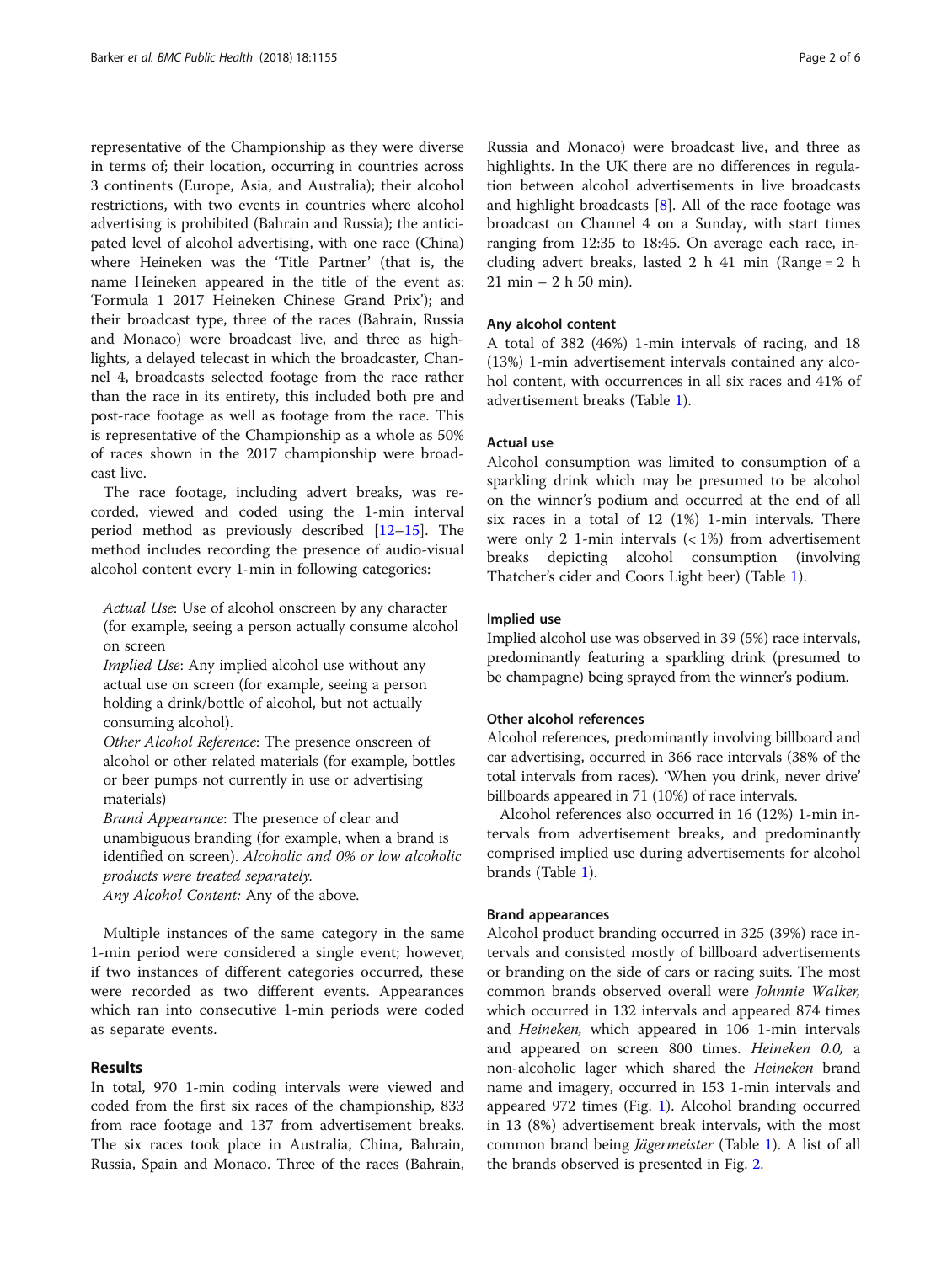representative of the Championship as they were diverse in terms of; their location, occurring in countries across 3 continents (Europe, Asia, and Australia); their alcohol restrictions, with two events in countries where alcohol advertising is prohibited (Bahrain and Russia); the anticipated level of alcohol advertising, with one race (China) where Heineken was the 'Title Partner' (that is, the name Heineken appeared in the title of the event as: 'Formula 1 2017 Heineken Chinese Grand Prix'); and their broadcast type, three of the races (Bahrain, Russia and Monaco) were broadcast live, and three as highlights, a delayed telecast in which the broadcaster, Channel 4, broadcasts selected footage from the race rather than the race in its entirety, this included both pre and post-race footage as well as footage from the race. This is representative of the Championship as a whole as 50% of races shown in the 2017 championship were broadcast live.

The race footage, including advert breaks, was recorded, viewed and coded using the 1-min interval period method as previously described [12–15]. The method includes recording the presence of audio-visual alcohol content every 1-min in following categories:

*Actual Use*: Use of alcohol onscreen by any character (for example, seeing a person actually consume alcohol on screen

*Implied Use*: Any implied alcohol use without any actual use on screen (for example, seeing a person holding a drink/bottle of alcohol, but not actually consuming alcohol).

*Other Alcohol Reference*: The presence onscreen of alcohol or other related materials (for example, bottles or beer pumps not currently in use or advertising materials)

*Brand Appearance*: The presence of clear and unambiguous branding (for example, when a brand is identified on screen). *Alcoholic and 0% or low alcoholic products were treated separately.*

*Any Alcohol Content:* Any of the above.

Multiple instances of the same category in the same 1-min period were considered a single event; however, if two instances of different categories occurred, these were recorded as two different events. Appearances which ran into consecutive 1-min periods were coded as separate events.

## Results

In total, 970 1-min coding intervals were viewed and coded from the first six races of the championship, 833 from race footage and 137 from advertisement breaks. The six races took place in Australia, China, Bahrain, Russia, Spain and Monaco. Three of the races (Bahrain, Russia and Monaco) were broadcast live, and three as highlights. In the UK there are no differences in regulation between alcohol advertisements in live broadcasts and highlight broadcasts [8]. All of the race footage was broadcast on Channel 4 on a Sunday, with start times ranging from 12:35 to 18:45. On average each race, including advert breaks, lasted 2 h 41 min (Range = 2 h 21 min – 2 h 50 min).

### Any alcohol content

A total of 382 (46%) 1-min intervals of racing, and 18 (13%) 1-min advertisement intervals contained any alcohol content, with occurrences in all six races and 41% of advertisement breaks (Table 1).

### Actual use

Alcohol consumption was limited to consumption of a sparkling drink which may be presumed to be alcohol on the winner's podium and occurred at the end of all six races in a total of 12 (1%) 1-min intervals. There were only 2 1-min intervals (< 1%) from advertisement breaks depicting alcohol consumption (involving Thatcher's cider and Coors Light beer) (Table 1).

### Implied use

Implied alcohol use was observed in 39 (5%) race intervals, predominantly featuring a sparkling drink (presumed to be champagne) being sprayed from the winner's podium.

### Other alcohol references

Alcohol references, predominantly involving billboard and car advertising, occurred in 366 race intervals (38% of the total intervals from races). 'When you drink, never drive' billboards appeared in 71 (10%) of race intervals.

Alcohol references also occurred in 16 (12%) 1-min intervals from advertisement breaks, and predominantly comprised implied use during advertisements for alcohol brands (Table 1).

### Brand appearances

Alcohol product branding occurred in 325 (39%) race intervals and consisted mostly of billboard advertisements or branding on the side of cars or racing suits. The most common brands observed overall were *Johnnie Walker,* which occurred in 132 intervals and appeared 874 times and *Heineken,* which appeared in 106 1-min intervals and appeared on screen 800 times. *Heineken 0.0,* a non-alcoholic lager which shared the *Heineken* brand name and imagery, occurred in 153 1-min intervals and appeared 972 times (Fig. 1). Alcohol branding occurred in 13 (8%) advertisement break intervals, with the most common brand being *Jägermeister* (Table 1). A list of all the brands observed is presented in Fig. 2.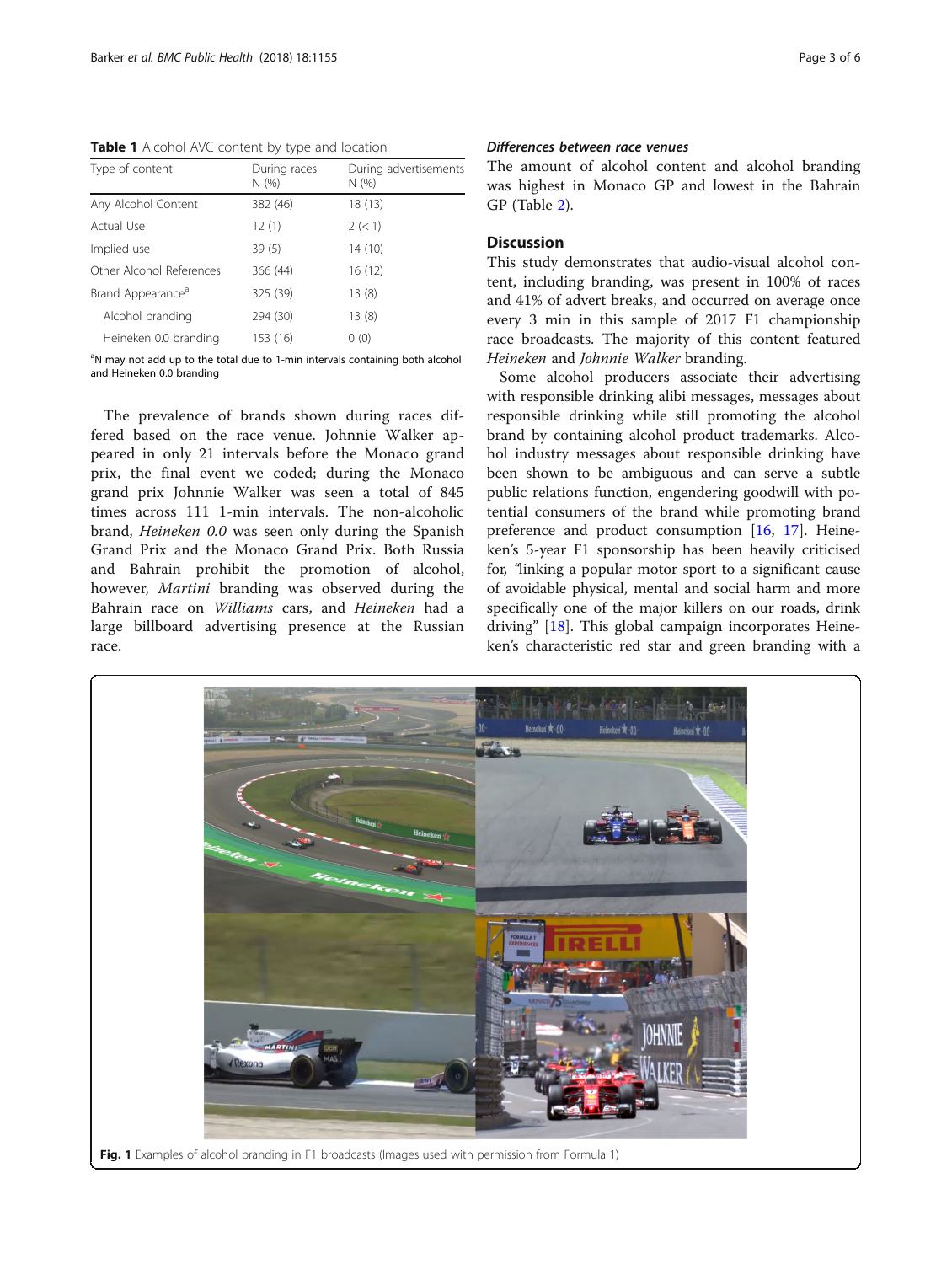**Table 1** Alcohol AVC content by type and location

| Type of content | During races N (%) | During advertisements N (%) |
|---|---|---|
| Any Alcohol Content | 382 (46) | 18 (13) |
| Actual Use | 12 (1) | 2 (< 1) |
| Implied use | 39 (5) | 14 (10) |
| Other Alcohol References | 366 (44) | 16 (12) |
| Brand Appearance[a] | 325 (39) | 13 (8) |
| Alcohol branding | 294 (30) | 13 (8) |
| Heineken 0.0 branding | 153 (16) | 0 (0) |

[a]N may not add up to the total due to 1-min intervals containing both alcohol and Heineken 0.0 branding

The prevalence of brands shown during races differed based on the race venue. Johnnie Walker appeared in only 21 intervals before the Monaco grand prix, the final event we coded; during the Monaco grand prix Johnnie Walker was seen a total of 845 times across 111 1-min intervals. The non-alcoholic brand, *Heineken 0.0* was seen only during the Spanish Grand Prix and the Monaco Grand Prix. Both Russia and Bahrain prohibit the promotion of alcohol, however, *Martini* branding was observed during the Bahrain race on *Williams* cars, and *Heineken* had a large billboard advertising presence at the Russian race.

### *Differences between race venues*

The amount of alcohol content and alcohol branding was highest in Monaco GP and lowest in the Bahrain GP (Table 2).

## Discussion

This study demonstrates that audio-visual alcohol content, including branding, was present in 100% of races and 41% of advert breaks, and occurred on average once every 3 min in this sample of 2017 F1 championship race broadcasts. The majority of this content featured *Heineken* and *Johnnie Walker* branding.

Some alcohol producers associate their advertising with responsible drinking alibi messages, messages about responsible drinking while still promoting the alcohol brand by containing alcohol product trademarks. Alcohol industry messages about responsible drinking have been shown to be ambiguous and can serve a subtle public relations function, engendering goodwill with potential consumers of the brand while promoting brand preference and product consumption [16, 17]. Heineken's 5-year F1 sponsorship has been heavily criticised for, "linking a popular motor sport to a significant cause of avoidable physical, mental and social harm and more specifically one of the major killers on our roads, drink driving" [18]. This global campaign incorporates Heineken's characteristic red star and green branding with a

**Fig. 1** Examples of alcohol branding in F1 broadcasts (Images used with permission from Formula 1)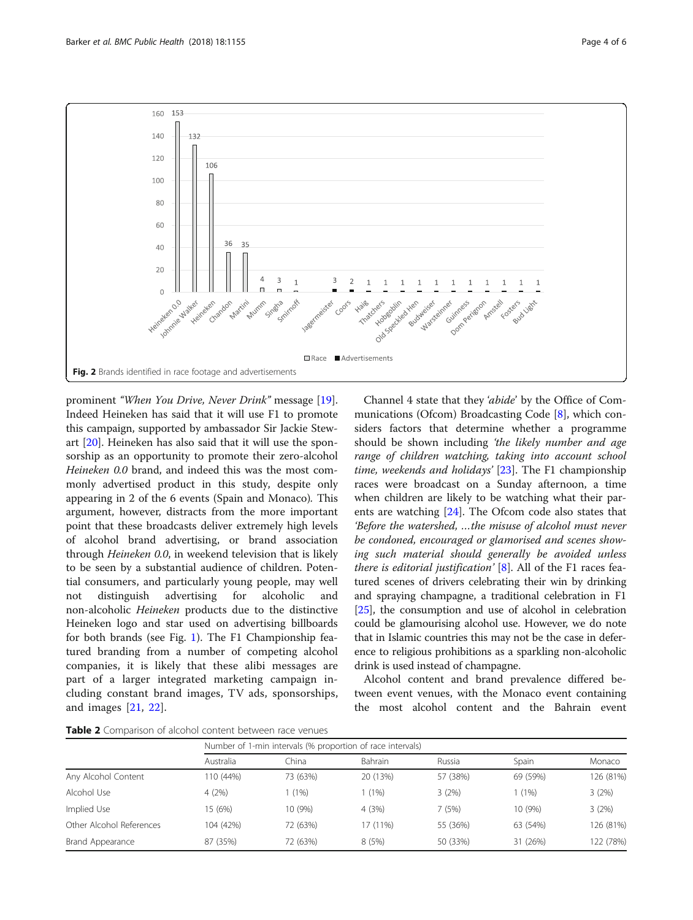Fig. 2 Brands identified in race footage and advertisements

prominent *"When You Drive, Never Drink"* message [19]. Indeed Heineken has said that it will use F1 to promote this campaign, supported by ambassador Sir Jackie Stewart [20]. Heineken has also said that it will use the sponsorship as an opportunity to promote their zero-alcohol *Heineken 0.0* brand, and indeed this was the most commonly advertised product in this study, despite only appearing in 2 of the 6 events (Spain and Monaco). This argument, however, distracts from the more important point that these broadcasts deliver extremely high levels of alcohol brand advertising, or brand association through *Heineken 0.0*, in weekend television that is likely to be seen by a substantial audience of children. Potential consumers, and particularly young people, may well not distinguish advertising for alcoholic and non-alcoholic *Heineken* products due to the distinctive Heineken logo and star used on advertising billboards for both brands (see Fig. 1). The F1 Championship featured branding from a number of competing alcohol companies, it is likely that these alibi messages are part of a larger integrated marketing campaign including constant brand images, TV ads, sponsorships, and images [21, 22].

Channel 4 state that they *'abide'* by the Office of Communications (Ofcom) Broadcasting Code [8], which considers factors that determine whether a programme should be shown including *'the likely number and age range of children watching, taking into account school time, weekends and holidays'* [23]. The F1 championship races were broadcast on a Sunday afternoon, a time when children are likely to be watching what their parents are watching [24]. The Ofcom code also states that *'Before the watershed, …the misuse of alcohol must never be condoned, encouraged or glamorised and scenes showing such material should generally be avoided unless there is editorial justification'* [8]. All of the F1 races featured scenes of drivers celebrating their win by drinking and spraying champagne, a traditional celebration in F1 [25], the consumption and use of alcohol in celebration could be glamourising alcohol use. However, we do note that in Islamic countries this may not be the case in deference to religious prohibitions as a sparkling non-alcoholic drink is used instead of champagne.

Alcohol content and brand prevalence differed between event venues, with the Monaco event containing the most alcohol content and the Bahrain event

**Table 2** Comparison of alcohol content between race venues

| | Number of 1-min intervals (% proportion of race intervals) | | | | | |
|---|---|---|---|---|---|---|
| | Australia | China | Bahrain | Russia | Spain | Monaco |
| Any Alcohol Content | 110 (44%) | 73 (63%) | 20 (13%) | 57 (38%) | 69 (59%) | 126 (81%) |
| Alcohol Use | 4 (2%) | 1 (1%) | 1 (1%) | 3 (2%) | 1 (1%) | 3 (2%) |
| Implied Use | 15 (6%) | 10 (9%) | 4 (3%) | 7 (5%) | 10 (9%) | 3 (2%) |
| Other Alcohol References | 104 (42%) | 72 (63%) | 17 (11%) | 55 (36%) | 63 (54%) | 126 (81%) |
| Brand Appearance | 87 (35%) | 72 (63%) | 8 (5%) | 50 (33%) | 31 (26%) | 122 (78%) |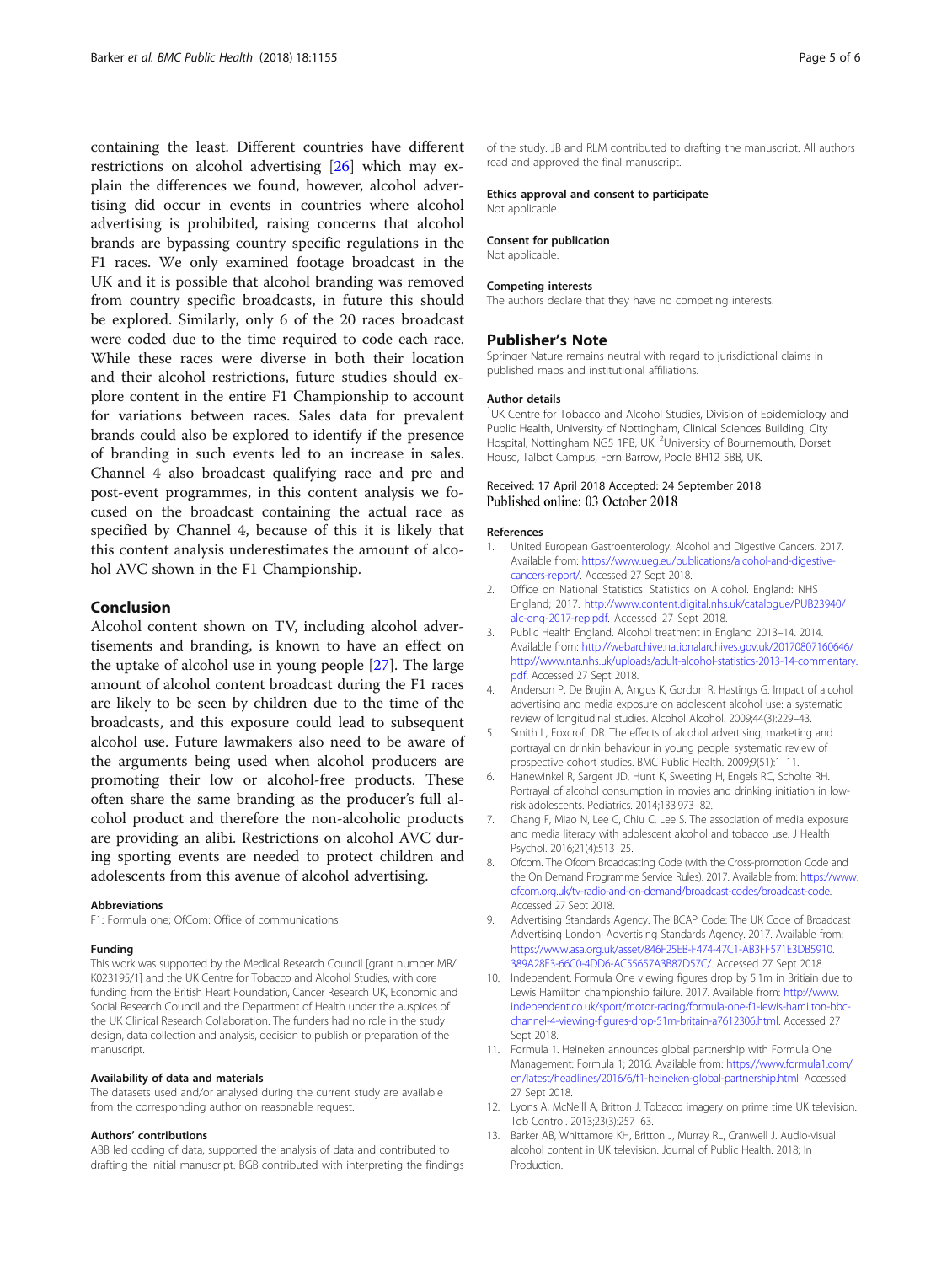containing the least. Different countries have different restrictions on alcohol advertising [26] which may explain the differences we found, however, alcohol advertising did occur in events in countries where alcohol advertising is prohibited, raising concerns that alcohol brands are bypassing country specific regulations in the F1 races. We only examined footage broadcast in the UK and it is possible that alcohol branding was removed from country specific broadcasts, in future this should be explored. Similarly, only 6 of the 20 races broadcast were coded due to the time required to code each race. While these races were diverse in both their location and their alcohol restrictions, future studies should explore content in the entire F1 Championship to account for variations between races. Sales data for prevalent brands could also be explored to identify if the presence of branding in such events led to an increase in sales. Channel 4 also broadcast qualifying race and pre and post-event programmes, in this content analysis we focused on the broadcast containing the actual race as specified by Channel 4, because of this it is likely that this content analysis underestimates the amount of alcohol AVC shown in the F1 Championship.

## Conclusion

Alcohol content shown on TV, including alcohol advertisements and branding, is known to have an effect on the uptake of alcohol use in young people [27]. The large amount of alcohol content broadcast during the F1 races are likely to be seen by children due to the time of the broadcasts, and this exposure could lead to subsequent alcohol use. Future lawmakers also need to be aware of the arguments being used when alcohol producers are promoting their low or alcohol-free products. These often share the same branding as the producer's full alcohol product and therefore the non-alcoholic products are providing an alibi. Restrictions on alcohol AVC during sporting events are needed to protect children and adolescents from this avenue of alcohol advertising.

### Abbreviations

F1: Formula one; OfCom: Office of communications

### Funding

This work was supported by the Medical Research Council [grant number MR/K023195/1] and the UK Centre for Tobacco and Alcohol Studies, with core funding from the British Heart Foundation, Cancer Research UK, Economic and Social Research Council and the Department of Health under the auspices of the UK Clinical Research Collaboration. The funders had no role in the study design, data collection and analysis, decision to publish or preparation of the manuscript.

### Availability of data and materials

The datasets used and/or analysed during the current study are available from the corresponding author on reasonable request.

### Authors' contributions

ABB led coding of data, supported the analysis of data and contributed to drafting the initial manuscript. BGB contributed with interpreting the findings of the study. JB and RLM contributed to drafting the manuscript. All authors read and approved the final manuscript.

### Ethics approval and consent to participate

Not applicable.

### Consent for publication

Not applicable.

### Competing interests

The authors declare that they have no competing interests.

## Publisher's Note

Springer Nature remains neutral with regard to jurisdictional claims in published maps and institutional affiliations.

### Author details

[1]UK Centre for Tobacco and Alcohol Studies, Division of Epidemiology and Public Health, University of Nottingham, Clinical Sciences Building, City Hospital, Nottingham NG5 1PB, UK. [2]University of Bournemouth, Dorset House, Talbot Campus, Fern Barrow, Poole BH12 5BB, UK.

Received: 17 April 2018 Accepted: 24 September 2018
Published online: 03 October 2018

### References

1. United European Gastroenterology. Alcohol and Digestive Cancers. 2017. Available from: https://www.ueg.eu/publications/alcohol-and-digestive-cancers-report/. Accessed 27 Sept 2018.
2. Office on National Statistics. Statistics on Alcohol. England: NHS England; 2017. http://www.content.digital.nhs.uk/catalogue/PUB23940/alc-eng-2017-rep.pdf. Accessed 27 Sept 2018.
3. Public Health England. Alcohol treatment in England 2013–14. 2014. Available from: http://webarchive.nationalarchives.gov.uk/20170807160646/http://www.nta.nhs.uk/uploads/adult-alcohol-statistics-2013-14-commentary.pdf. Accessed 27 Sept 2018.
4. Anderson P, De Brujin A, Angus K, Gordon R, Hastings G. Impact of alcohol advertising and media exposure on adolescent alcohol use: a systematic review of longitudinal studies. Alcohol Alcohol. 2009;44(3):229–43.
5. Smith L, Foxcroft DR. The effects of alcohol advertising, marketing and portrayal on drinkin behaviour in young people: systematic review of prospective cohort studies. BMC Public Health. 2009;9(51):1–11.
6. Hanewinkel R, Sargent JD, Hunt K, Sweeting H, Engels RC, Scholte RH. Portrayal of alcohol consumption in movies and drinking initiation in low-risk adolescents. Pediatrics. 2014;133:973–82.
7. Chang F, Miao N, Lee C, Chiu C, Lee S. The association of media exposure and media literacy with adolescent alcohol and tobacco use. J Health Psychol. 2016;21(4):513–25.
8. Ofcom. The Ofcom Broadcasting Code (with the Cross-promotion Code and the On Demand Programme Service Rules). 2017. Available from: https://www.ofcom.org.uk/tv-radio-and-on-demand/broadcast-codes/broadcast-code. Accessed 27 Sept 2018.
9. Advertising Standards Agency. The BCAP Code: The UK Code of Broadcast Advertising London: Advertising Standards Agency. 2017. Available from: https://www.asa.org.uk/asset/846F25EB-F474-47C1-AB3FF571E3DB5910.389A28E3-66C0-4DD6-AC55657A3B87D57C/. Accessed 27 Sept 2018.
10. Independent. Formula One viewing figures drop by 5.1m in Britiain due to Lewis Hamilton championship failure. 2017. Available from: http://www.independent.co.uk/sport/motor-racing/formula-one-f1-lewis-hamilton-bbc-channel-4-viewing-figures-drop-51m-britain-a7612306.html. Accessed 27 Sept 2018.
11. Formula 1. Heineken announces global partnership with Formula One Management: Formula 1; 2016. Available from: https://www.formula1.com/en/latest/headlines/2016/6/f1-heineken-global-partnership.html. Accessed 27 Sept 2018.
12. Lyons A, McNeill A, Britton J. Tobacco imagery on prime time UK television. Tob Control. 2013;23(3):257–63.
13. Barker AB, Whittamore KH, Britton J, Murray RL, Cranwell J. Audio-visual alcohol content in UK television. Journal of Public Health. 2018; In Production.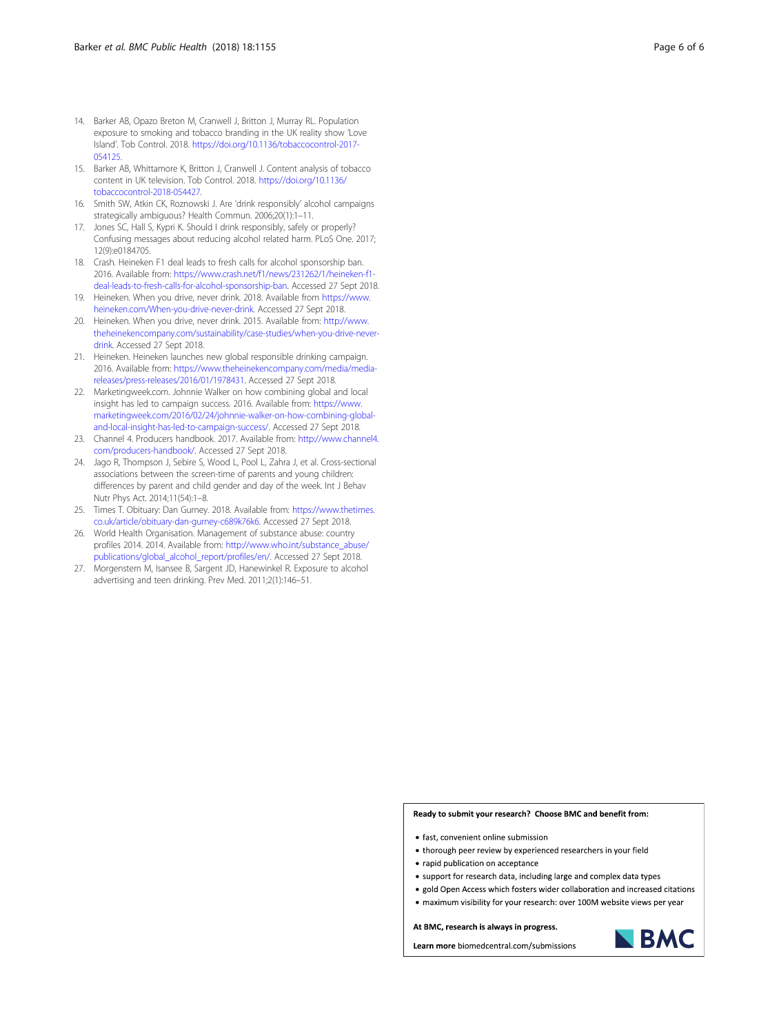14. Barker AB, Opazo Breton M, Cranwell J, Britton J, Murray RL. Population exposure to smoking and tobacco branding in the UK reality show 'Love Island'. Tob Control. 2018. https://doi.org/10.1136/tobaccocontrol-2017-054125.
15. Barker AB, Whittamore K, Britton J, Cranwell J. Content analysis of tobacco content in UK television. Tob Control. 2018. https://doi.org/10.1136/tobaccocontrol-2018-054427.
16. Smith SW, Atkin CK, Roznowski J. Are 'drink responsibly' alcohol campaigns strategically ambiguous? Health Commun. 2006;20(1):1–11.
17. Jones SC, Hall S, Kypri K. Should I drink responsibly, safely or properly? Confusing messages about reducing alcohol related harm. PLoS One. 2017; 12(9):e0184705.
18. Crash. Heineken F1 deal leads to fresh calls for alcohol sponsorship ban. 2016. Available from: https://www.crash.net/f1/news/231262/1/heineken-f1-deal-leads-to-fresh-calls-for-alcohol-sponsorship-ban. Accessed 27 Sept 2018.
19. Heineken. When you drive, never drink. 2018. Available from https://www.heineken.com/When-you-drive-never-drink. Accessed 27 Sept 2018.
20. Heineken. When you drive, never drink. 2015. Available from: http://www.theheinekencompany.com/sustainability/case-studies/when-you-drive-never-drink. Accessed 27 Sept 2018.
21. Heineken. Heineken launches new global responsible drinking campaign. 2016. Available from: https://www.theheinekencompany.com/media/media-releases/press-releases/2016/01/1978431. Accessed 27 Sept 2018.
22. Marketingweek.com. Johnnie Walker on how combining global and local insight has led to campaign success. 2016. Available from: https://www.marketingweek.com/2016/02/24/johnnie-walker-on-how-combining-global-and-local-insight-has-led-to-campaign-success/. Accessed 27 Sept 2018.
23. Channel 4. Producers handbook. 2017. Available from: http://www.channel4.com/producers-handbook/. Accessed 27 Sept 2018.
24. Jago R, Thompson J, Sebire S, Wood L, Pool L, Zahra J, et al. Cross-sectional associations between the screen-time of parents and young children: differences by parent and child gender and day of the week. Int J Behav Nutr Phys Act. 2014;11(54):1–8.
25. Times T. Obituary: Dan Gurney. 2018. Available from: https://www.thetimes.co.uk/article/obituary-dan-gurney-c689k76k6. Accessed 27 Sept 2018.
26. World Health Organisation. Management of substance abuse: country profiles 2014. 2014. Available from: http://www.who.int/substance_abuse/publications/global_alcohol_report/profiles/en/. Accessed 27 Sept 2018.
27. Morgenstern M, Isansee B, Sargent JD, Hanewinkel R. Exposure to alcohol advertising and teen drinking. Prev Med. 2011;2(1):146–51.

**Ready to submit your research? Choose BMC and benefit from:**

- fast, convenient online submission
- thorough peer review by experienced researchers in your field
- rapid publication on acceptance
- support for research data, including large and complex data types
- gold Open Access which fosters wider collaboration and increased citations
- maximum visibility for your research: over 100M website views per year

**At BMC, research is always in progress.**

**Learn more** biomedcentral.com/submissions

BMC